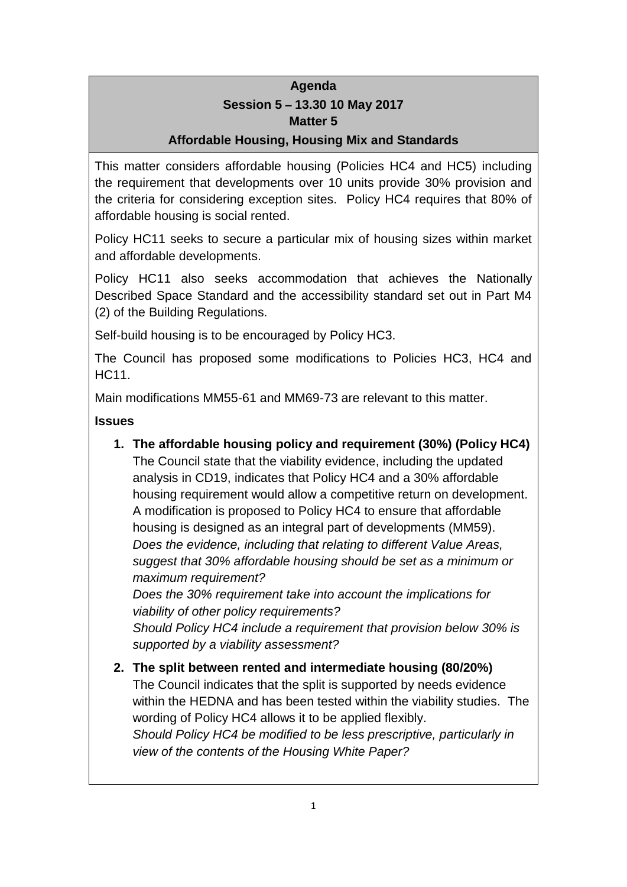# Agenda

## Session 5 – 13.30 10 May 2017

## Matter 5

## Affordable Housing, Housing Mix and Standards

This matter considers affordable housing (Policies HC4 and HC5) including the requirement that developments over 10 units provide 30% provision and the criteria for considering exception sites. Policy HC4 requires that 80% of affordable housing is social rented.

Policy HC11 seeks to secure a particular mix of housing sizes within market and affordable developments.

Policy HC11 also seeks accommodation that achieves the Nationally Described Space Standard and the accessibility standard set out in Part M4 (2) of the Building Regulations.

Self-build housing is to be encouraged by Policy HC3.

The Council has proposed some modifications to Policies HC3, HC4 and HC11.

Main modifications MM55-61 and MM69-73 are relevant to this matter.

**Issues**

1. **The affordable housing policy and requirement (30%) (Policy HC4)**
   The Council state that the viability evidence, including the updated analysis in CD19, indicates that Policy HC4 and a 30% affordable housing requirement would allow a competitive return on development. A modification is proposed to Policy HC4 to ensure that affordable housing is designed as an integral part of developments (MM59).
   *Does the evidence, including that relating to different Value Areas, suggest that 30% affordable housing should be set as a minimum or maximum requirement?*
   *Does the 30% requirement take into account the implications for viability of other policy requirements?*
   *Should Policy HC4 include a requirement that provision below 30% is supported by a viability assessment?*

2. **The split between rented and intermediate housing (80/20%)**
   The Council indicates that the split is supported by needs evidence within the HEDNA and has been tested within the viability studies. The wording of Policy HC4 allows it to be applied flexibly.
   *Should Policy HC4 be modified to be less prescriptive, particularly in view of the contents of the Housing White Paper?*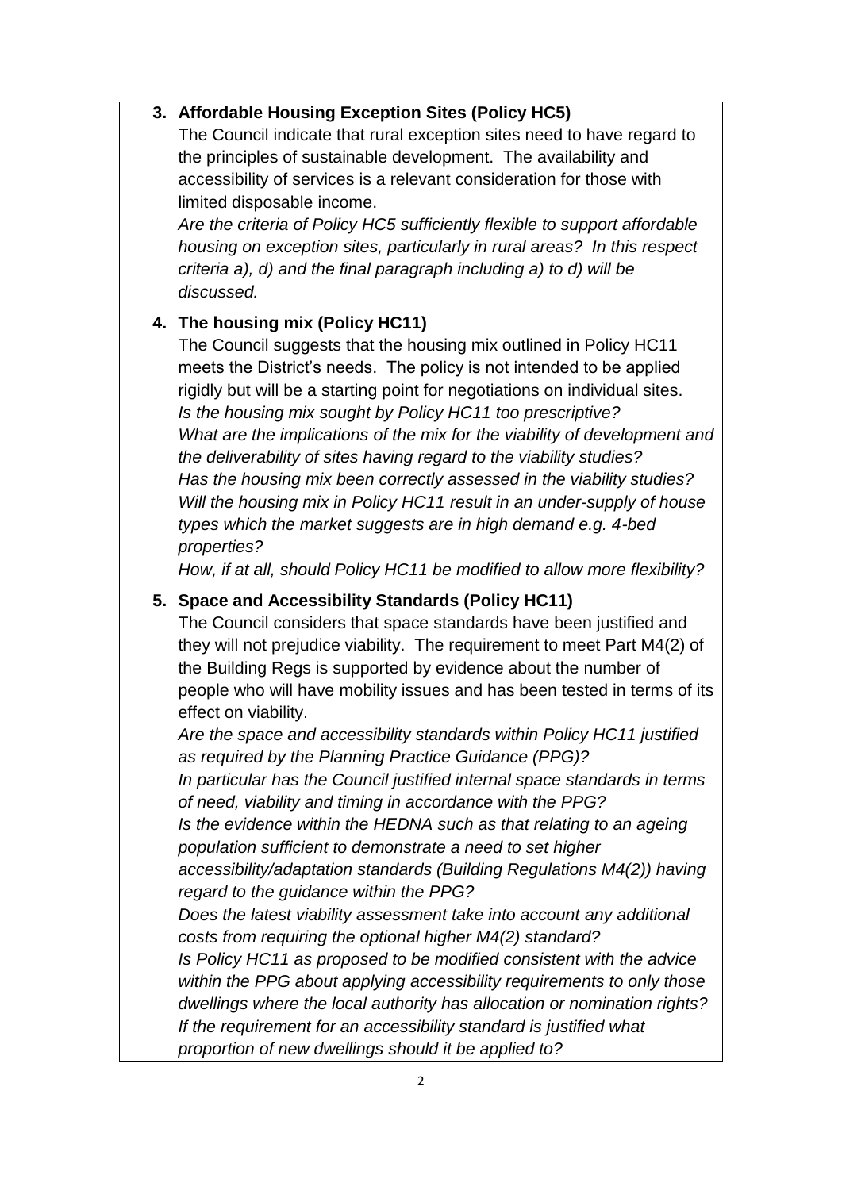3. **Affordable Housing Exception Sites (Policy HC5)**

   The Council indicate that rural exception sites need to have regard to the principles of sustainable development. The availability and accessibility of services is a relevant consideration for those with limited disposable income.

   *Are the criteria of Policy HC5 sufficiently flexible to support affordable housing on exception sites, particularly in rural areas? In this respect criteria a), d) and the final paragraph including a) to d) will be discussed.*

4. **The housing mix (Policy HC11)**

   The Council suggests that the housing mix outlined in Policy HC11 meets the District's needs. The policy is not intended to be applied rigidly but will be a starting point for negotiations on individual sites.

   *Is the housing mix sought by Policy HC11 too prescriptive?*

   *What are the implications of the mix for the viability of development and the deliverability of sites having regard to the viability studies?*

   *Has the housing mix been correctly assessed in the viability studies?*

   *Will the housing mix in Policy HC11 result in an under-supply of house types which the market suggests are in high demand e.g. 4-bed properties?*

   *How, if at all, should Policy HC11 be modified to allow more flexibility?*

5. **Space and Accessibility Standards (Policy HC11)**

   The Council considers that space standards have been justified and they will not prejudice viability. The requirement to meet Part M4(2) of the Building Regs is supported by evidence about the number of people who will have mobility issues and has been tested in terms of its effect on viability.

   *Are the space and accessibility standards within Policy HC11 justified as required by the Planning Practice Guidance (PPG)?*

   *In particular has the Council justified internal space standards in terms of need, viability and timing in accordance with the PPG?*

   *Is the evidence within the HEDNA such as that relating to an ageing population sufficient to demonstrate a need to set higher accessibility/adaptation standards (Building Regulations M4(2)) having regard to the guidance within the PPG?*

   *Does the latest viability assessment take into account any additional costs from requiring the optional higher M4(2) standard?*

   *Is Policy HC11 as proposed to be modified consistent with the advice within the PPG about applying accessibility requirements to only those dwellings where the local authority has allocation or nomination rights?*

   *If the requirement for an accessibility standard is justified what proportion of new dwellings should it be applied to?*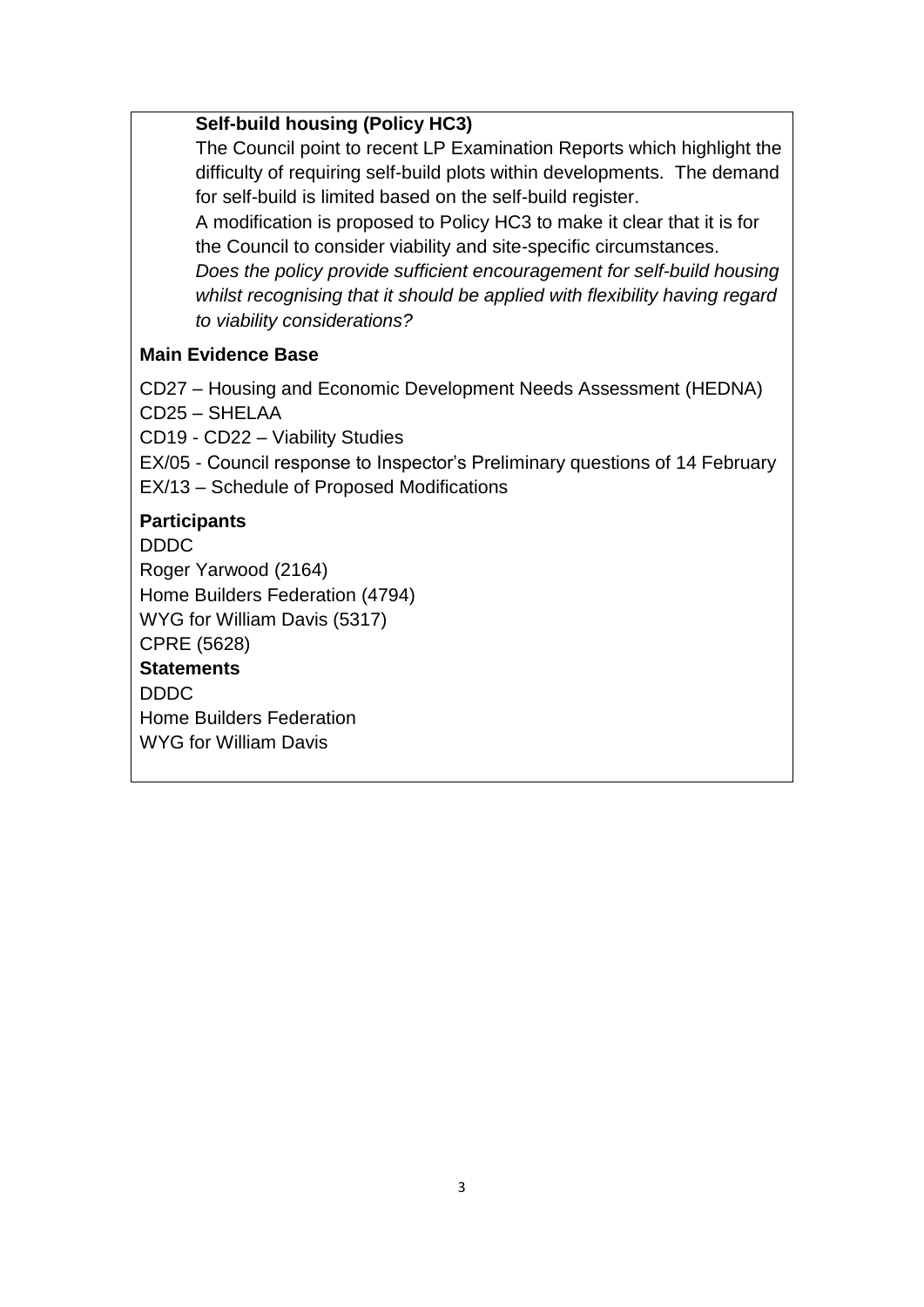**Self-build housing (Policy HC3)**

The Council point to recent LP Examination Reports which highlight the difficulty of requiring self-build plots within developments. The demand for self-build is limited based on the self-build register.

A modification is proposed to Policy HC3 to make it clear that it is for the Council to consider viability and site-specific circumstances.

*Does the policy provide sufficient encouragement for self-build housing whilst recognising that it should be applied with flexibility having regard to viability considerations?*

**Main Evidence Base**

CD27 – Housing and Economic Development Needs Assessment (HEDNA)
CD25 – SHELAA
CD19 - CD22 – Viability Studies
EX/05 - Council response to Inspector's Preliminary questions of 14 February
EX/13 – Schedule of Proposed Modifications

**Participants**

DDDC
Roger Yarwood (2164)
Home Builders Federation (4794)
WYG for William Davis (5317)
CPRE (5628)

**Statements**

DDDC
Home Builders Federation
WYG for William Davis